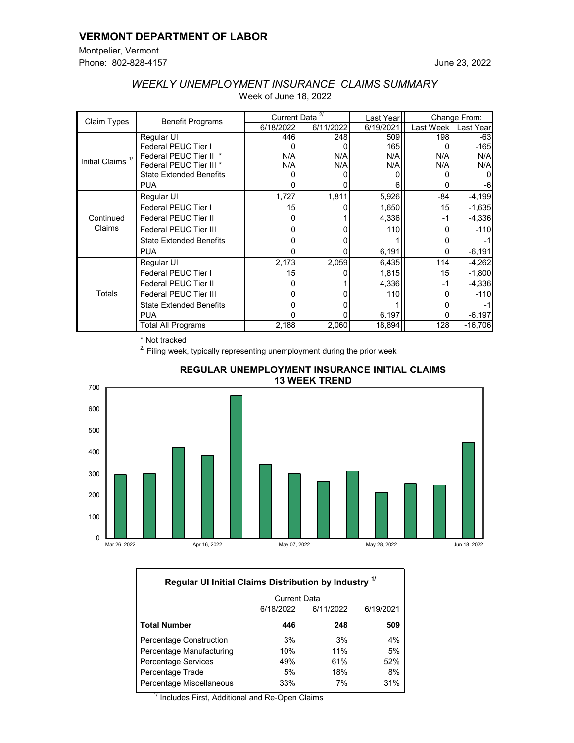# VERMONT DEPARTMENT OF LABOR

Montpelier, Vermont
Phone: 802-828-4157

June 23, 2022

## *WEEKLY UNEMPLOYMENT INSURANCE CLAIMS SUMMARY*

Week of June 18, 2022

| Claim Types | Benefit Programs | Current Data [2/] | | Last Year | Change From: | |
|---|---|---|---|---|---|---|
| | | 6/18/2022 | 6/11/2022 | 6/19/2021 | Last Week | Last Year |
| Initial Claims [1/] | Regular UI | 446 | 248 | 509 | 198 | -63 |
| | Federal PEUC Tier I | 0 | 0 | 165 | 0 | -165 |
| | Federal PEUC Tier II * | N/A | N/A | N/A | N/A | N/A |
| | Federal PEUC Tier III * | N/A | N/A | N/A | N/A | N/A |
| | State Extended Benefits | 0 | 0 | 0 | 0 | 0 |
| | PUA | 0 | 0 | 6 | 0 | -6 |
| Continued Claims | Regular UI | 1,727 | 1,811 | 5,926 | -84 | -4,199 |
| | Federal PEUC Tier I | 15 | 0 | 1,650 | 15 | -1,635 |
| | Federal PEUC Tier II | 0 | 1 | 4,336 | -1 | -4,336 |
| | Federal PEUC Tier III | 0 | 0 | 110 | 0 | -110 |
| | State Extended Benefits | 0 | 0 | 1 | 0 | -1 |
| | PUA | 0 | 0 | 6,191 | 0 | -6,191 |
| Totals | Regular UI | 2,173 | 2,059 | 6,435 | 114 | -4,262 |
| | Federal PEUC Tier I | 15 | 0 | 1,815 | 15 | -1,800 |
| | Federal PEUC Tier II | 0 | 1 | 4,336 | -1 | -4,336 |
| | Federal PEUC Tier III | 0 | 0 | 110 | 0 | -110 |
| | State Extended Benefits | 0 | 0 | 1 | 0 | -1 |
| | PUA | 0 | 0 | 6,197 | 0 | -6,197 |
| | Total All Programs | 2,188 | 2,060 | 18,894 | 128 | -16,706 |

\* Not tracked

[2/] Filing week, typically representing unemployment during the prior week

### REGULAR UNEMPLOYMENT INSURANCE INITIAL CLAIMS 13 WEEK TREND

### Regular UI Initial Claims Distribution by Industry [1/]

| | Current Data 6/18/2022 | Current Data 6/11/2022 | 6/19/2021 |
|---|---|---|---|
| **Total Number** | **446** | **248** | **509** |
| Percentage Construction | 3% | 3% | 4% |
| Percentage Manufacturing | 10% | 11% | 5% |
| Percentage Services | 49% | 61% | 52% |
| Percentage Trade | 5% | 18% | 8% |
| Percentage Miscellaneous | 33% | 7% | 31% |

[1/] Includes First, Additional and Re-Open Claims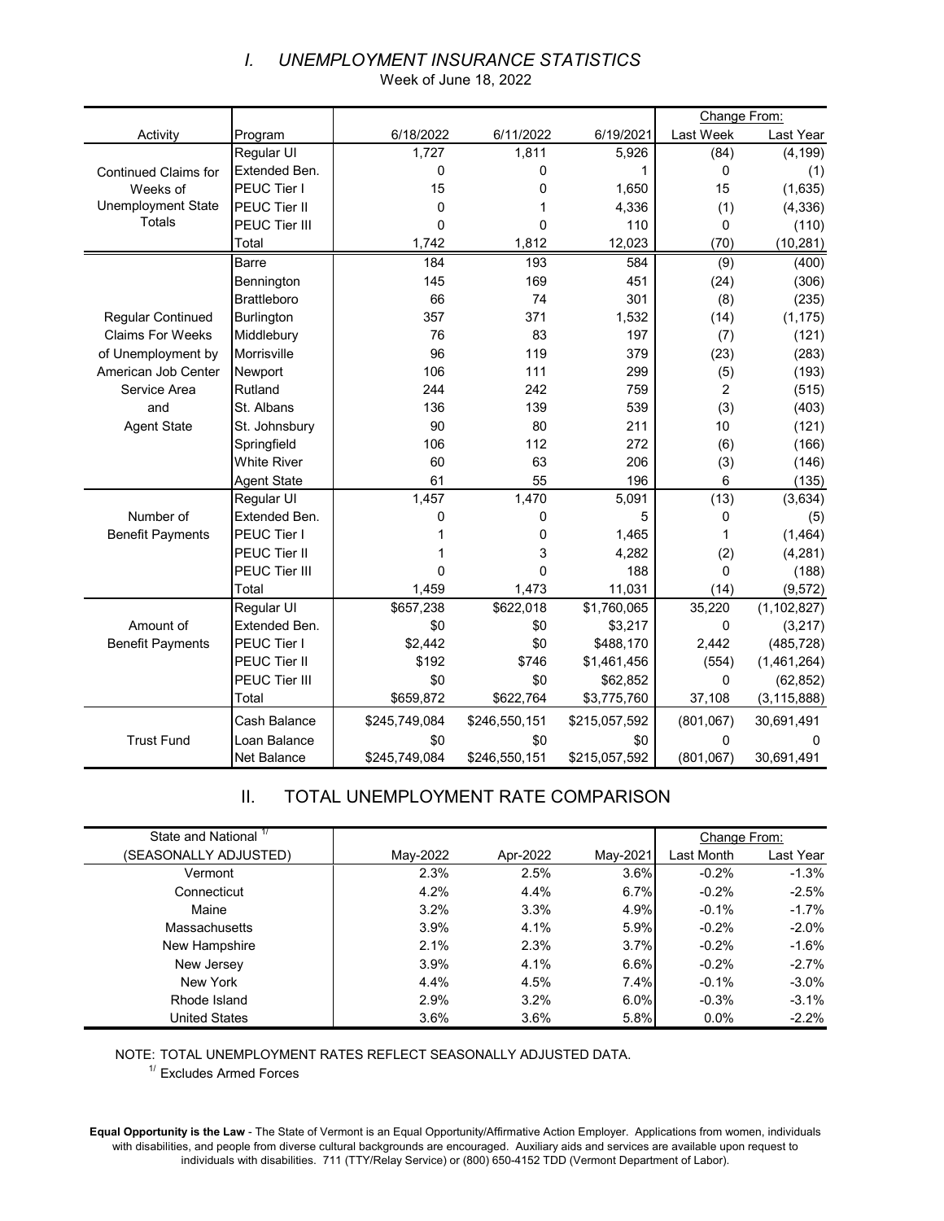## I. *UNEMPLOYMENT INSURANCE STATISTICS*

Week of June 18, 2022

| Activity | Program | 6/18/2022 | 6/11/2022 | 6/19/2021 | Change From: Last Week | Last Year |
|---|---|---|---|---|---|---|
| Continued Claims for Weeks of Unemployment State Totals | Regular UI | 1,727 | 1,811 | 5,926 | (84) | (4,199) |
| | Extended Ben. | 0 | 0 | 1 | 0 | (1) |
| | PEUC Tier I | 15 | 0 | 1,650 | 15 | (1,635) |
| | PEUC Tier II | 0 | 1 | 4,336 | (1) | (4,336) |
| | PEUC Tier III | 0 | 0 | 110 | 0 | (110) |
| | Total | 1,742 | 1,812 | 12,023 | (70) | (10,281) |
| Regular Continued Claims For Weeks of Unemployment by American Job Center Service Area and Agent State | Barre | 184 | 193 | 584 | (9) | (400) |
| | Bennington | 145 | 169 | 451 | (24) | (306) |
| | Brattleboro | 66 | 74 | 301 | (8) | (235) |
| | Burlington | 357 | 371 | 1,532 | (14) | (1,175) |
| | Middlebury | 76 | 83 | 197 | (7) | (121) |
| | Morrisville | 96 | 119 | 379 | (23) | (283) |
| | Newport | 106 | 111 | 299 | (5) | (193) |
| | Rutland | 244 | 242 | 759 | 2 | (515) |
| | St. Albans | 136 | 139 | 539 | (3) | (403) |
| | St. Johnsbury | 90 | 80 | 211 | 10 | (121) |
| | Springfield | 106 | 112 | 272 | (6) | (166) |
| | White River | 60 | 63 | 206 | (3) | (146) |
| | Agent State | 61 | 55 | 196 | 6 | (135) |
| Number of Benefit Payments | Regular UI | 1,457 | 1,470 | 5,091 | (13) | (3,634) |
| | Extended Ben. | 0 | 0 | 5 | 0 | (5) |
| | PEUC Tier I | 1 | 0 | 1,465 | 1 | (1,464) |
| | PEUC Tier II | 1 | 3 | 4,282 | (2) | (4,281) |
| | PEUC Tier III | 0 | 0 | 188 | 0 | (188) |
| | Total | 1,459 | 1,473 | 11,031 | (14) | (9,572) |
| Amount of Benefit Payments | Regular UI | $657,238 | $622,018 | $1,760,065 | 35,220 | (1,102,827) |
| | Extended Ben. | $0 | $0 | $3,217 | 0 | (3,217) |
| | PEUC Tier I | $2,442 | $0 | $488,170 | 2,442 | (485,728) |
| | PEUC Tier II | $192 | $746 | $1,461,456 | (554) | (1,461,264) |
| | PEUC Tier III | $0 | $0 | $62,852 | 0 | (62,852) |
| | Total | $659,872 | $622,764 | $3,775,760 | 37,108 | (3,115,888) |
| Trust Fund | Cash Balance | $245,749,084 | $246,550,151 | $215,057,592 | (801,067) | 30,691,491 |
| | Loan Balance | $0 | $0 | $0 | 0 | 0 |
| | Net Balance | $245,749,084 | $246,550,151 | $215,057,592 | (801,067) | 30,691,491 |

## II. TOTAL UNEMPLOYMENT RATE COMPARISON

| State and National [1/] (SEASONALLY ADJUSTED) | May-2022 | Apr-2022 | May-2021 | Change From: Last Month | Last Year |
|---|---|---|---|---|---|
| Vermont | 2.3% | 2.5% | 3.6% | -0.2% | -1.3% |
| Connecticut | 4.2% | 4.4% | 6.7% | -0.2% | -2.5% |
| Maine | 3.2% | 3.3% | 4.9% | -0.1% | -1.7% |
| Massachusetts | 3.9% | 4.1% | 5.9% | -0.2% | -2.0% |
| New Hampshire | 2.1% | 2.3% | 3.7% | -0.2% | -1.6% |
| New Jersey | 3.9% | 4.1% | 6.6% | -0.2% | -2.7% |
| New York | 4.4% | 4.5% | 7.4% | -0.1% | -3.0% |
| Rhode Island | 2.9% | 3.2% | 6.0% | -0.3% | -3.1% |
| United States | 3.6% | 3.6% | 5.8% | 0.0% | -2.2% |

NOTE: TOTAL UNEMPLOYMENT RATES REFLECT SEASONALLY ADJUSTED DATA.

[1/] Excludes Armed Forces

**Equal Opportunity is the Law** - The State of Vermont is an Equal Opportunity/Affirmative Action Employer. Applications from women, individuals with disabilities, and people from diverse cultural backgrounds are encouraged. Auxiliary aids and services are available upon request to individuals with disabilities. 711 (TTY/Relay Service) or (800) 650-4152 TDD (Vermont Department of Labor).